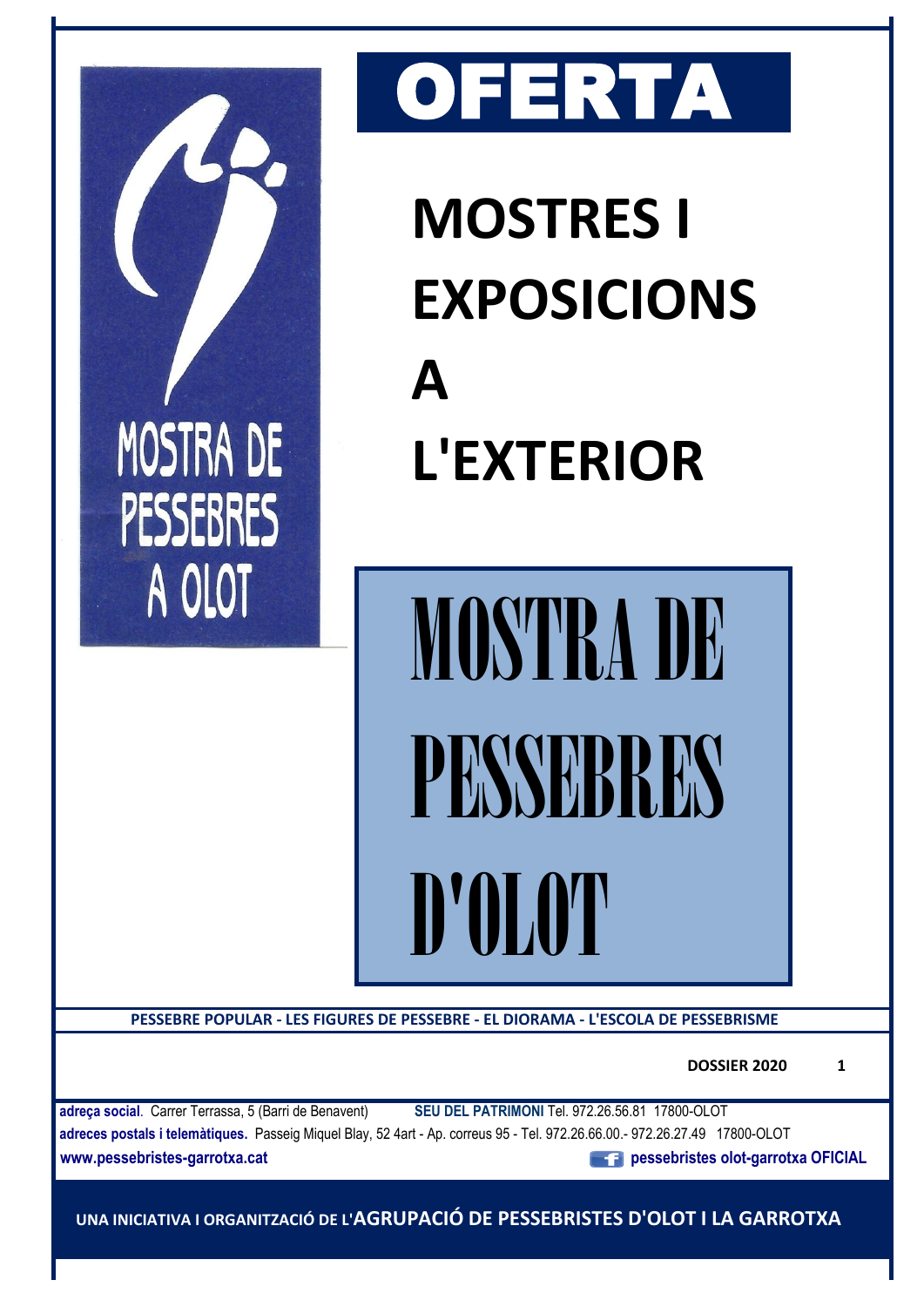MOSTRA DE PESSEBRES A OLOT

# OFERTA

# MOSTRES I EXPOSICIONS A L'EXTERIOR

# MOSTRA DE PESSEBRES D'OLOT

**PESSEBRE POPULAR - LES FIGURES DE PESSEBRE - EL DIORAMA - L'ESCOLA DE PESSEBRISME**

**DOSSIER 2020**

**adreça social**. Carrer Terrassa, 5 (Barri de Benavent) **SEU DEL PATRIMONI** Tel. 972.26.56.81 17800-OLOT

**adreces postals i telemàtiques.** Passeig Miquel Blay, 52 4art - Ap. correus 95 - Tel. 972.26.66.00.- 972.26.27.49 17800-OLOT

**www.pessebristes-garrotxa.cat** **pessebristes olot-garrotxa OFICIAL**

**UNA INICIATIVA I ORGANITZACIÓ DE L'AGRUPACIÓ DE PESSEBRISTES D'OLOT I LA GARROTXA**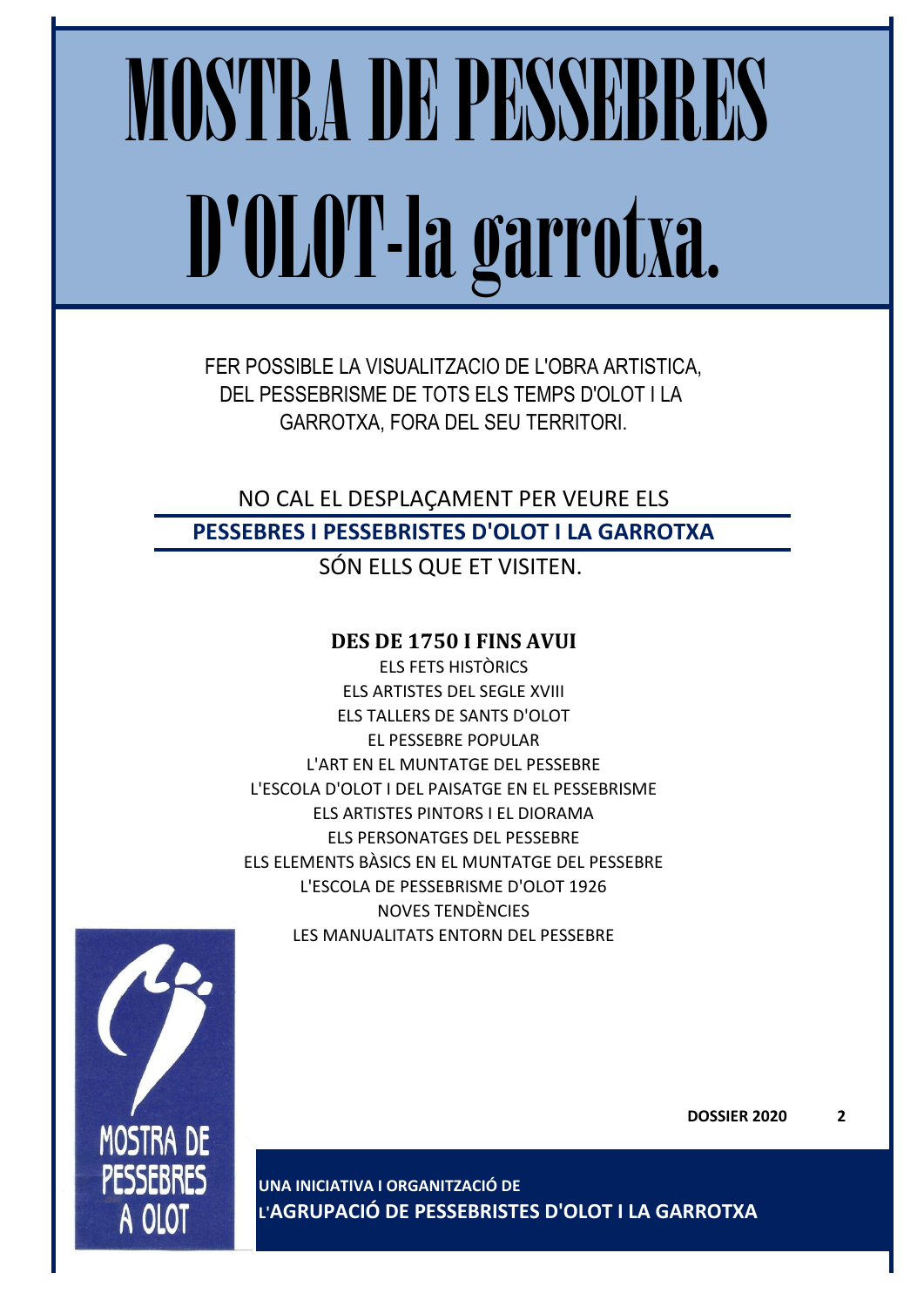# MOSTRA DE PESSEBRES D'OLOT-la garrotxa.

FER POSSIBLE LA VISUALITZACIO DE L'OBRA ARTISTICA, DEL PESSEBRISME DE TOTS ELS TEMPS D'OLOT I LA GARROTXA, FORA DEL SEU TERRITORI.

NO CAL EL DESPLAÇAMENT PER VEURE ELS

**PESSEBRES I PESSEBRISTES D'OLOT I LA GARROTXA**

SÓN ELLS QUE ET VISITEN.

**DES DE 1750 I FINS AVUI**

ELS FETS HISTÒRICS
ELS ARTISTES DEL SEGLE XVIII
ELS TALLERS DE SANTS D'OLOT
EL PESSEBRE POPULAR
L'ART EN EL MUNTATGE DEL PESSEBRE
L'ESCOLA D'OLOT I DEL PAISATGE EN EL PESSEBRISME
ELS ARTISTES PINTORS I EL DIORAMA
ELS PERSONATGES DEL PESSEBRE
ELS ELEMENTS BÀSICS EN EL MUNTATGE DEL PESSEBRE
L'ESCOLA DE PESSEBRISME D'OLOT 1926
NOVES TENDÈNCIES
LES MANUALITATS ENTORN DEL PESSEBRE

MOSTRA DE PESSEBRES A OLOT

**DOSSIER 2020**

**UNA INICIATIVA I ORGANITZACIÓ DE L'AGRUPACIÓ DE PESSEBRISTES D'OLOT I LA GARROTXA**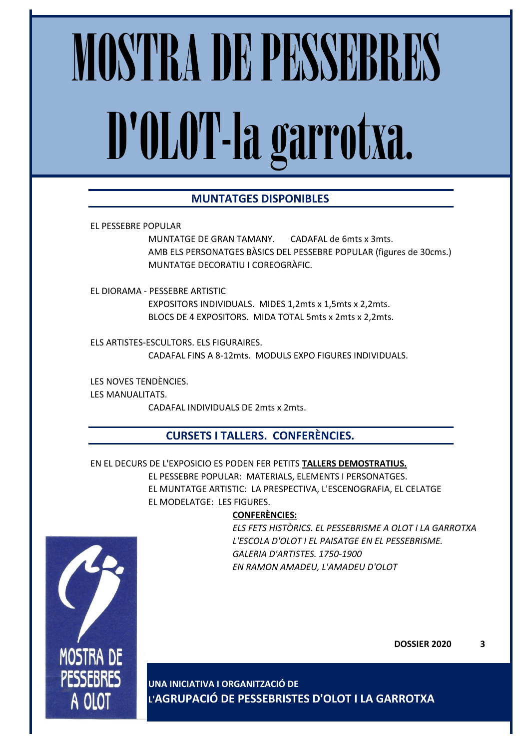# MOSTRA DE PESSEBRES D'OLOT-la garrotxa.

## MUNTATGES DISPONIBLES

EL PESSEBRE POPULAR

MUNTATGE DE GRAN TAMANY. CADAFAL de 6mts x 3mts.
AMB ELS PERSONATGES BÀSICS DEL PESSEBRE POPULAR (figures de 30cms.)
MUNTATGE DECORATIU I COREOGRÀFIC.

EL DIORAMA - PESSEBRE ARTISTIC

EXPOSITORS INDIVIDUALS. MIDES 1,2mts x 1,5mts x 2,2mts.
BLOCS DE 4 EXPOSITORS. MIDA TOTAL 5mts x 2mts x 2,2mts.

ELS ARTISTES-ESCULTORS. ELS FIGURAIRES.

CADAFAL FINS A 8-12mts. MODULS EXPO FIGURES INDIVIDUALS.

LES NOVES TENDÈNCIES.
LES MANUALITATS.

CADAFAL INDIVIDUALS DE 2mts x 2mts.

## CURSETS I TALLERS. CONFERÈNCIES.

EN EL DECURS DE L'EXPOSICIO ES PODEN FER PETITS **TALLERS DEMOSTRATIUS.**

EL PESSEBRE POPULAR: MATERIALS, ELEMENTS I PERSONATGES.
EL MUNTATGE ARTISTIC: LA PRESPECTIVA, L'ESCENOGRAFIA, EL CELATGE
EL MODELATGE: LES FIGURES.

**CONFERÈNCIES:**

*ELS FETS HISTÒRICS. EL PESSEBRISME A OLOT I LA GARROTXA*
*L'ESCOLA D'OLOT I EL PAISATGE EN EL PESSEBRISME.*
*GALERIA D'ARTISTES. 1750-1900*
*EN RAMON AMADEU, L'AMADEU D'OLOT*

MOSTRA DE PESSEBRES A OLOT

**DOSSIER 2020**

**UNA INICIATIVA I ORGANITZACIÓ DE L'AGRUPACIÓ DE PESSEBRISTES D'OLOT I LA GARROTXA**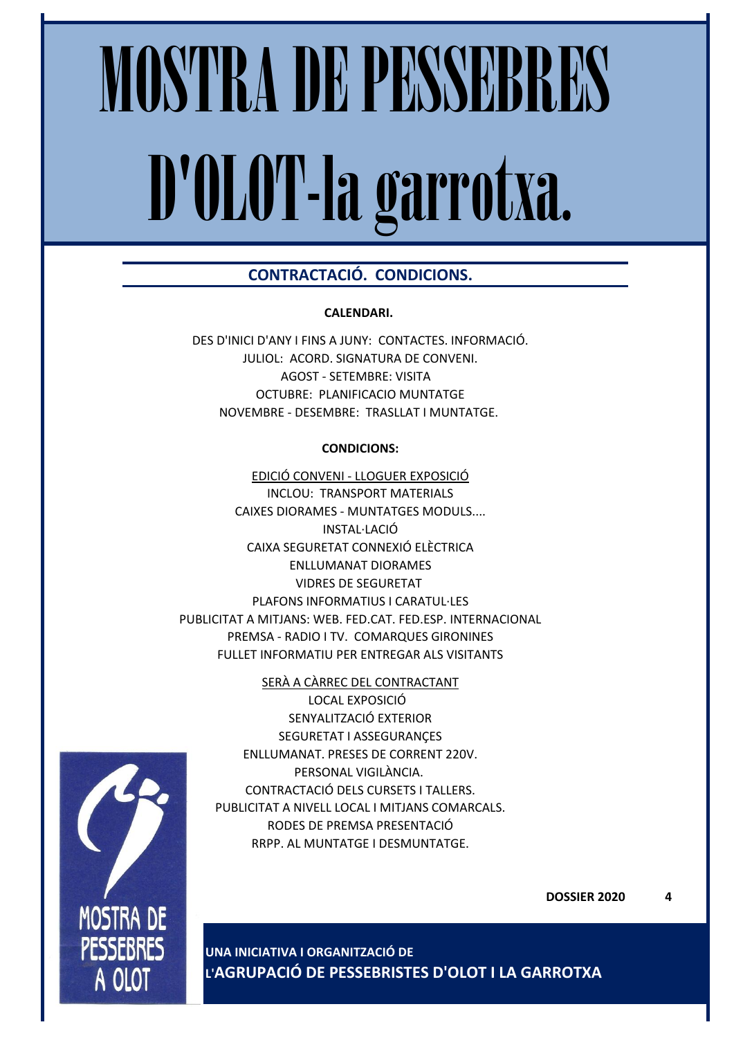# MOSTRA DE PESSEBRES D'OLOT-la garrotxa.

## CONTRACTACIÓ. CONDICIONS.

**CALENDARI.**

DES D'INICI D'ANY I FINS A JUNY: CONTACTES. INFORMACIÓ.
JULIOL: ACORD. SIGNATURA DE CONVENI.
AGOST - SETEMBRE: VISITA
OCTUBRE: PLANIFICACIO MUNTATGE
NOVEMBRE - DESEMBRE: TRASLLAT I MUNTATGE.

**CONDICIONS:**

EDICIÓ CONVENI - LLOGUER EXPOSICIÓ
INCLOU: TRANSPORT MATERIALS
CAIXES DIORAMES - MUNTATGES MODULS....
INSTAL·LACIÓ
CAIXA SEGURETAT CONNEXIÓ ELÈCTRICA
ENLLUMANAT DIORAMES
VIDRES DE SEGURETAT
PLAFONS INFORMATIUS I CARATUL·LES
PUBLICITAT A MITJANS: WEB. FED.CAT. FED.ESP. INTERNACIONAL
PREMSA - RADIO I TV. COMARQUES GIRONINES
FULLET INFORMATIU PER ENTREGAR ALS VISITANTS

SERÀ A CÀRREC DEL CONTRACTANT
LOCAL EXPOSICIÓ
SENYALITZACIÓ EXTERIOR
SEGURETAT I ASSEGURANÇES
ENLLUMANAT. PRESES DE CORRENT 220V.
PERSONAL VIGILÀNCIA.
CONTRACTACIÓ DELS CURSETS I TALLERS.
PUBLICITAT A NIVELL LOCAL I MITJANS COMARCALS.
RODES DE PREMSA PRESENTACIÓ
RRPP. AL MUNTATGE I DESMUNTATGE.

MOSTRA DE PESSEBRES A OLOT

**DOSSIER 2020**

**UNA INICIATIVA I ORGANITZACIÓ DE**
**L'AGRUPACIÓ DE PESSEBRISTES D'OLOT I LA GARROTXA**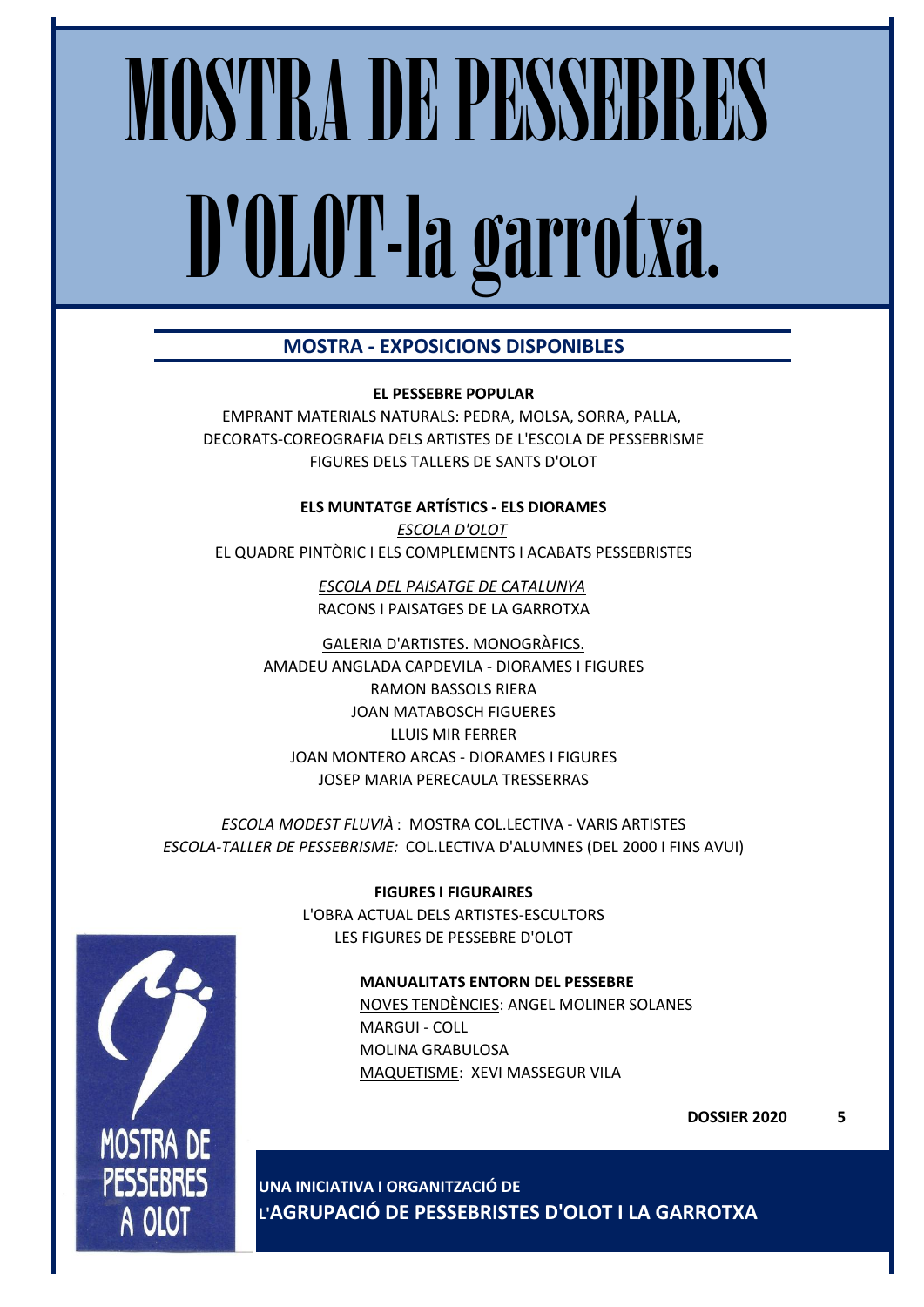# MOSTRA DE PESSEBRES D'OLOT-la garrotxa.

## MOSTRA - EXPOSICIONS DISPONIBLES

**EL PESSEBRE POPULAR**

EMPRANT MATERIALS NATURALS: PEDRA, MOLSA, SORRA, PALLA,
DECORATS-COREOGRAFIA DELS ARTISTES DE L'ESCOLA DE PESSEBRISME
FIGURES DELS TALLERS DE SANTS D'OLOT

**ELS MUNTATGE ARTÍSTICS - ELS DIORAMES**

*ESCOLA D'OLOT*
EL QUADRE PINTÒRIC I ELS COMPLEMENTS I ACABATS PESSEBRISTES

*ESCOLA DEL PAISATGE DE CATALUNYA*
RACONS I PAISATGES DE LA GARROTXA

GALERIA D'ARTISTES. MONOGRÀFICS.
AMADEU ANGLADA CAPDEVILA - DIORAMES I FIGURES
RAMON BASSOLS RIERA
JOAN MATABOSCH FIGUERES
LLUIS MIR FERRER
JOAN MONTERO ARCAS - DIORAMES I FIGURES
JOSEP MARIA PERECAULA TRESSERRAS

*ESCOLA MODEST FLUVIÀ* : MOSTRA COL.LECTIVA - VARIS ARTISTES
*ESCOLA-TALLER DE PESSEBRISME:* COL.LECTIVA D'ALUMNES (DEL 2000 I FINS AVUI)

**FIGURES I FIGURAIRES**

L'OBRA ACTUAL DELS ARTISTES-ESCULTORS
LES FIGURES DE PESSEBRE D'OLOT

**MANUALITATS ENTORN DEL PESSEBRE**

NOVES TENDÈNCIES: ANGEL MOLINER SOLANES
MARGUI - COLL
MOLINA GRABULOSA
MAQUETISME: XEVI MASSEGUR VILA

**DOSSIER 2020**

MOSTRA DE PESSEBRES A OLOT

**UNA INICIATIVA I ORGANITZACIÓ DE L'AGRUPACIÓ DE PESSEBRISTES D'OLOT I LA GARROTXA**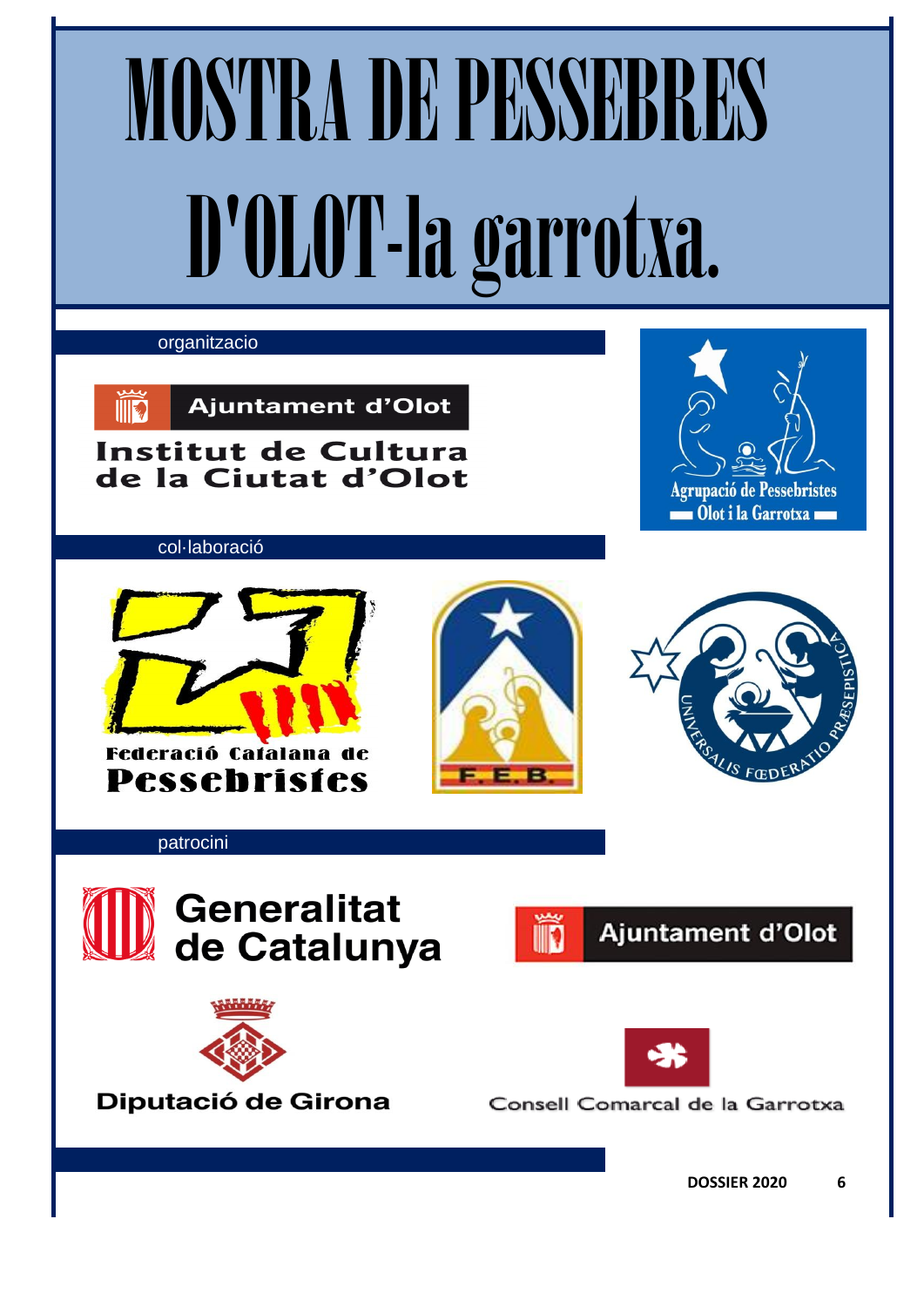# MOSTRA DE PESSEBRES D'OLOT-la garrotxa.

organitzacio

Ajuntament d'Olot

Institut de Cultura de la Ciutat d'Olot

Agrupació de Pessebristes Olot i la Garrotxa

col·laboració

Federació Catalana de Pessebristes

F.E.B.

UNIVERSALIS FŒDERATIO PRÆSEPISTICA

patrocini

Generalitat de Catalunya

Ajuntament d'Olot

Diputació de Girona

Consell Comarcal de la Garrotxa

**DOSSIER 2020**